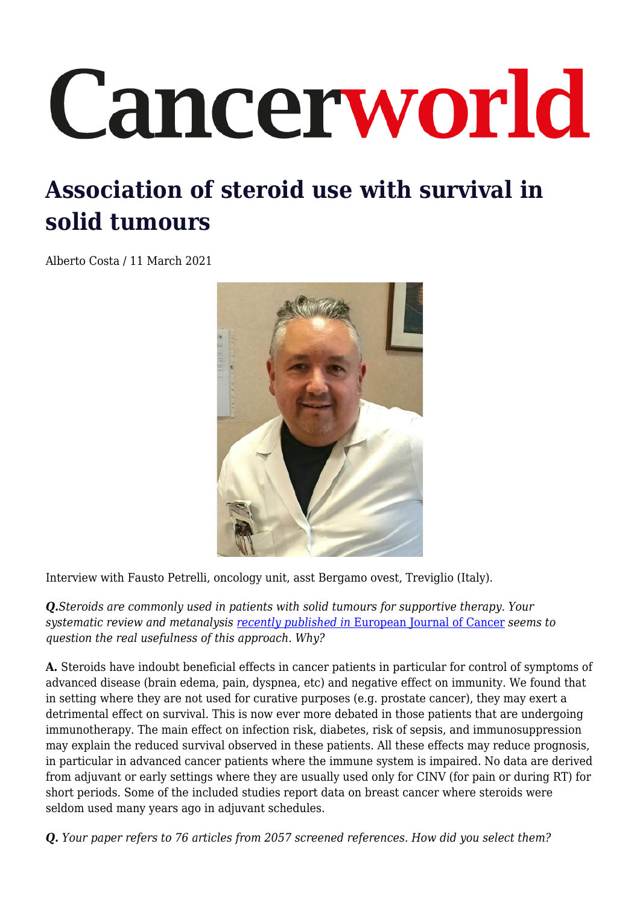# Cancerworld

## Association of steroid use with survival in solid tumours

Alberto Costa / 11 March 2021

Interview with Fausto Petrelli, oncology unit, asst Bergamo ovest, Treviglio (Italy).

***Q.****Steroids are commonly used in patients with solid tumours for supportive therapy. Your systematic review and metanalysis [recently published in European Journal of Cancer] seems to question the real usefulness of this approach. Why?*

**A.** Steroids have indoubt beneficial effects in cancer patients in particular for control of symptoms of advanced disease (brain edema, pain, dyspnea, etc) and negative effect on immunity. We found that in setting where they are not used for curative purposes (e.g. prostate cancer), they may exert a detrimental effect on survival. This is now ever more debated in those patients that are undergoing immunotherapy. The main effect on infection risk, diabetes, risk of sepsis, and immunosuppression may explain the reduced survival observed in these patients. All these effects may reduce prognosis, in particular in advanced cancer patients where the immune system is impaired. No data are derived from adjuvant or early settings where they are usually used only for CINV (for pain or during RT) for short periods. Some of the included studies report data on breast cancer where steroids were seldom used many years ago in adjuvant schedules.

***Q.*** *Your paper refers to 76 articles from 2057 screened references. How did you select them?*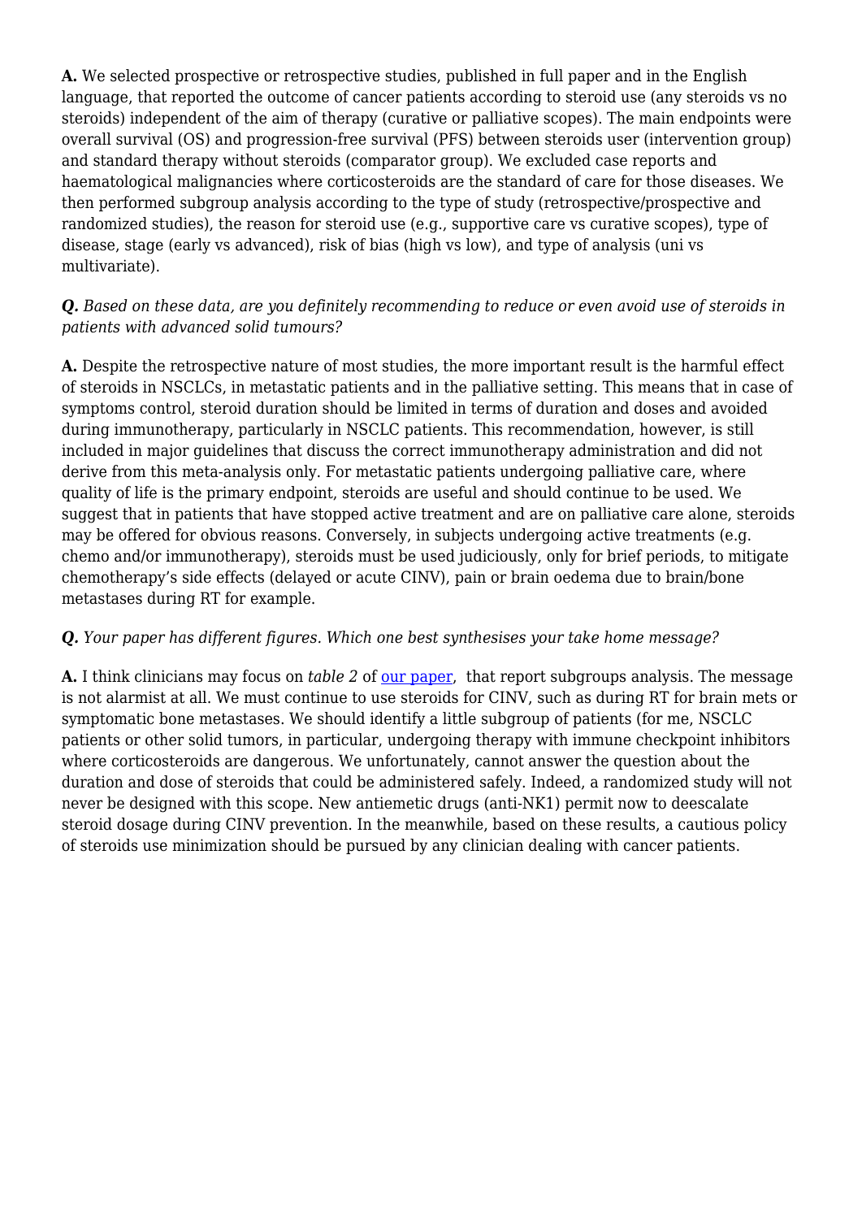**A.** We selected prospective or retrospective studies, published in full paper and in the English language, that reported the outcome of cancer patients according to steroid use (any steroids vs no steroids) independent of the aim of therapy (curative or palliative scopes). The main endpoints were overall survival (OS) and progression-free survival (PFS) between steroids user (intervention group) and standard therapy without steroids (comparator group). We excluded case reports and haematological malignancies where corticosteroids are the standard of care for those diseases. We then performed subgroup analysis according to the type of study (retrospective/prospective and randomized studies), the reason for steroid use (e.g., supportive care vs curative scopes), type of disease, stage (early vs advanced), risk of bias (high vs low), and type of analysis (uni vs multivariate).

***Q.*** *Based on these data, are you definitely recommending to reduce or even avoid use of steroids in patients with advanced solid tumours?*

**A.** Despite the retrospective nature of most studies, the more important result is the harmful effect of steroids in NSCLCs, in metastatic patients and in the palliative setting. This means that in case of symptoms control, steroid duration should be limited in terms of duration and doses and avoided during immunotherapy, particularly in NSCLC patients. This recommendation, however, is still included in major guidelines that discuss the correct immunotherapy administration and did not derive from this meta-analysis only. For metastatic patients undergoing palliative care, where quality of life is the primary endpoint, steroids are useful and should continue to be used. We suggest that in patients that have stopped active treatment and are on palliative care alone, steroids may be offered for obvious reasons. Conversely, in subjects undergoing active treatments (e.g. chemo and/or immunotherapy), steroids must be used judiciously, only for brief periods, to mitigate chemotherapy's side effects (delayed or acute CINV), pain or brain oedema due to brain/bone metastases during RT for example.

***Q.*** *Your paper has different figures. Which one best synthesises your take home message?*

**A.** I think clinicians may focus on *table 2* of [our paper](), that report subgroups analysis. The message is not alarmist at all. We must continue to use steroids for CINV, such as during RT for brain mets or symptomatic bone metastases. We should identify a little subgroup of patients (for me, NSCLC patients or other solid tumors, in particular, undergoing therapy with immune checkpoint inhibitors where corticosteroids are dangerous. We unfortunately, cannot answer the question about the duration and dose of steroids that could be administered safely. Indeed, a randomized study will not never be designed with this scope. New antiemetic drugs (anti-NK1) permit now to deescalate steroid dosage during CINV prevention. In the meanwhile, based on these results, a cautious policy of steroids use minimization should be pursued by any clinician dealing with cancer patients.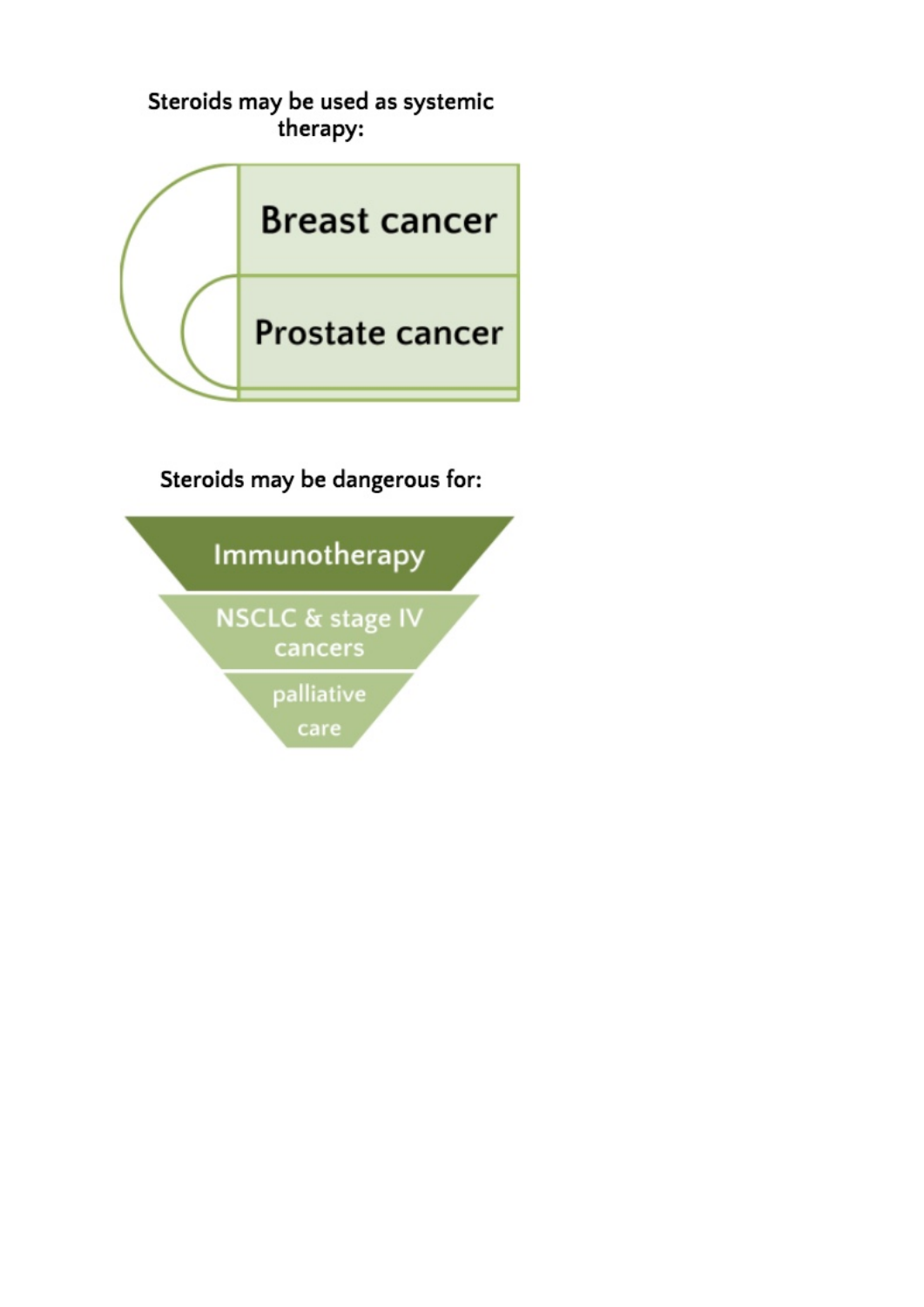Steroids may be used as systemic therapy:

- Breast cancer
- Prostate cancer

Steroids may be dangerous for:

- Immunotherapy
- NSCLC & stage IV cancers
- palliative care